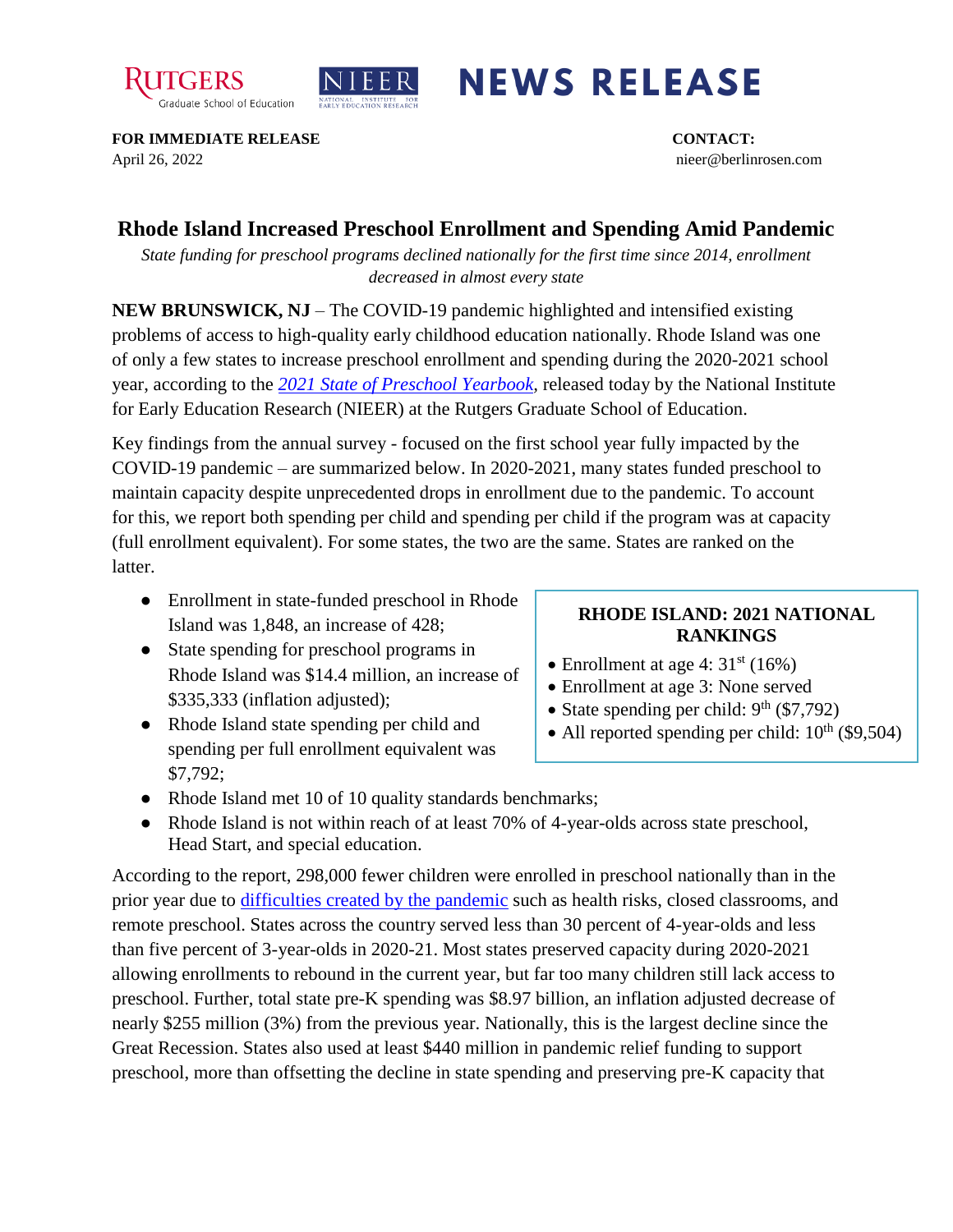**NEWS RELEASE**

**FOR IMMEDIATE RELEASE**
April 26, 2022

**CONTACT:**
nieer@berlinrosen.com

# Rhode Island Increased Preschool Enrollment and Spending Amid Pandemic

*State funding for preschool programs declined nationally for the first time since 2014, enrollment decreased in almost every state*

**NEW BRUNSWICK, NJ** – The COVID-19 pandemic highlighted and intensified existing problems of access to high-quality early childhood education nationally. Rhode Island was one of only a few states to increase preschool enrollment and spending during the 2020-2021 school year, according to the *2021 State of Preschool Yearbook*, released today by the National Institute for Early Education Research (NIEER) at the Rutgers Graduate School of Education.

Key findings from the annual survey - focused on the first school year fully impacted by the COVID-19 pandemic – are summarized below. In 2020-2021, many states funded preschool to maintain capacity despite unprecedented drops in enrollment due to the pandemic. To account for this, we report both spending per child and spending per child if the program was at capacity (full enrollment equivalent). For some states, the two are the same. States are ranked on the latter.

- Enrollment in state-funded preschool in Rhode Island was 1,848, an increase of 428;
- State spending for preschool programs in Rhode Island was $14.4 million, an increase of $335,333 (inflation adjusted);
- Rhode Island state spending per child and spending per full enrollment equivalent was $7,792;
- Rhode Island met 10 of 10 quality standards benchmarks;
- Rhode Island is not within reach of at least 70% of 4-year-olds across state preschool, Head Start, and special education.

**RHODE ISLAND: 2021 NATIONAL RANKINGS**

- Enrollment at age 4: 31st (16%)
- Enrollment at age 3: None served
- State spending per child: 9th ($7,792)
- All reported spending per child: 10th ($9,504)

According to the report, 298,000 fewer children were enrolled in preschool nationally than in the prior year due to difficulties created by the pandemic such as health risks, closed classrooms, and remote preschool. States across the country served less than 30 percent of 4-year-olds and less than five percent of 3-year-olds in 2020-21. Most states preserved capacity during 2020-2021 allowing enrollments to rebound in the current year, but far too many children still lack access to preschool. Further, total state pre-K spending was $8.97 billion, an inflation adjusted decrease of nearly $255 million (3%) from the previous year. Nationally, this is the largest decline since the Great Recession. States also used at least $440 million in pandemic relief funding to support preschool, more than offsetting the decline in state spending and preserving pre-K capacity that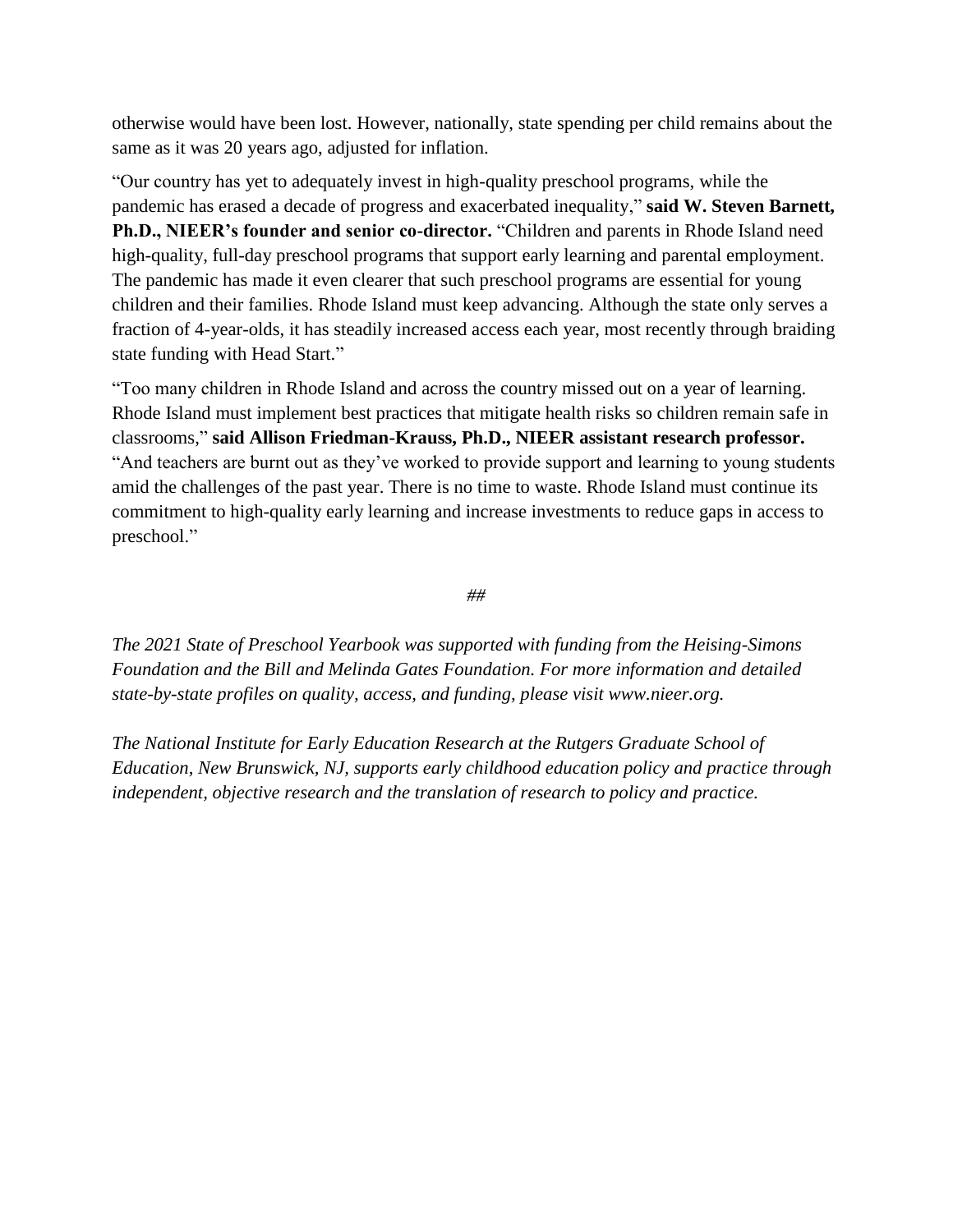otherwise would have been lost. However, nationally, state spending per child remains about the same as it was 20 years ago, adjusted for inflation.

"Our country has yet to adequately invest in high-quality preschool programs, while the pandemic has erased a decade of progress and exacerbated inequality," **said W. Steven Barnett, Ph.D., NIEER's founder and senior co-director.** "Children and parents in Rhode Island need high-quality, full-day preschool programs that support early learning and parental employment. The pandemic has made it even clearer that such preschool programs are essential for young children and their families. Rhode Island must keep advancing. Although the state only serves a fraction of 4-year-olds, it has steadily increased access each year, most recently through braiding state funding with Head Start."

"Too many children in Rhode Island and across the country missed out on a year of learning. Rhode Island must implement best practices that mitigate health risks so children remain safe in classrooms," **said Allison Friedman-Krauss, Ph.D., NIEER assistant research professor.** "And teachers are burnt out as they've worked to provide support and learning to young students amid the challenges of the past year. There is no time to waste. Rhode Island must continue its commitment to high-quality early learning and increase investments to reduce gaps in access to preschool."

*##*

*The 2021 State of Preschool Yearbook was supported with funding from the Heising-Simons Foundation and the Bill and Melinda Gates Foundation. For more information and detailed state-by-state profiles on quality, access, and funding, please visit www.nieer.org.*

*The National Institute for Early Education Research at the Rutgers Graduate School of Education, New Brunswick, NJ, supports early childhood education policy and practice through independent, objective research and the translation of research to policy and practice.*